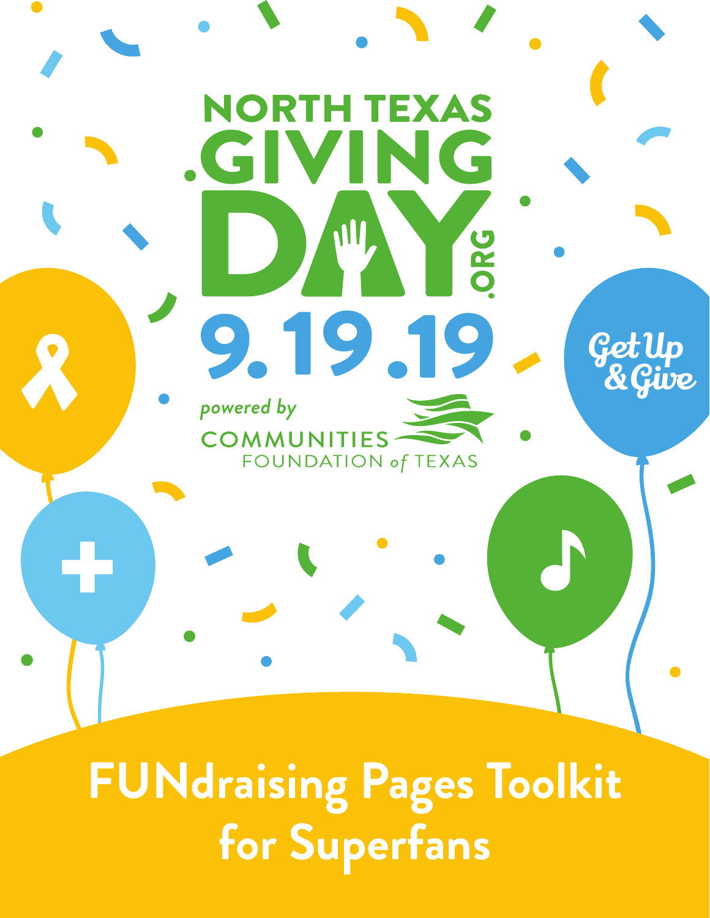# NORTH TEXAS GIVING DAY.ORG

## 9.19.19

*powered by* COMMUNITIES FOUNDATION *of* TEXAS

Get Up & Give

# FUNdraising Pages Toolkit for Superfans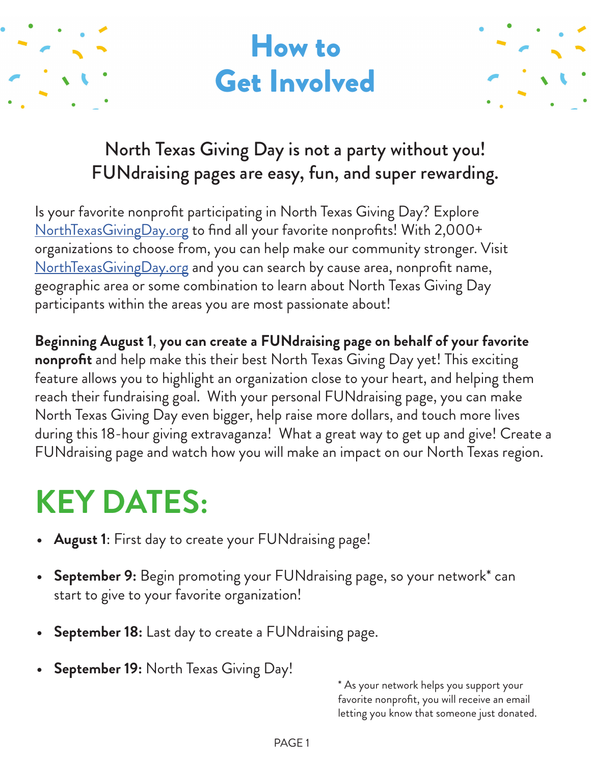# How to Get Involved

**North Texas Giving Day is not a party without you! FUNdraising pages are easy, fun, and super rewarding.**

Is your favorite nonprofit participating in North Texas Giving Day? Explore [NorthTexasGivingDay.org](NorthTexasGivingDay.org) to find all your favorite nonprofits! With 2,000+ organizations to choose from, you can help make our community stronger. Visit [NorthTexasGivingDay.org](NorthTexasGivingDay.org) and you can search by cause area, nonprofit name, geographic area or some combination to learn about North Texas Giving Day participants within the areas you are most passionate about!

**Beginning August 1**, **you can create a FUNdraising page on behalf of your favorite nonprofit** and help make this their best North Texas Giving Day yet! This exciting feature allows you to highlight an organization close to your heart, and helping them reach their fundraising goal. With your personal FUNdraising page, you can make North Texas Giving Day even bigger, help raise more dollars, and touch more lives during this 18-hour giving extravaganza! What a great way to get up and give! Create a FUNdraising page and watch how you will make an impact on our North Texas region.

## KEY DATES:

- **August 1**: First day to create your FUNdraising page!
- **September 9:** Begin promoting your FUNdraising page, so your network* can start to give to your favorite organization!
- **September 18:** Last day to create a FUNdraising page.
- **September 19:** North Texas Giving Day!

\* As your network helps you support your favorite nonprofit, you will receive an email letting you know that someone just donated.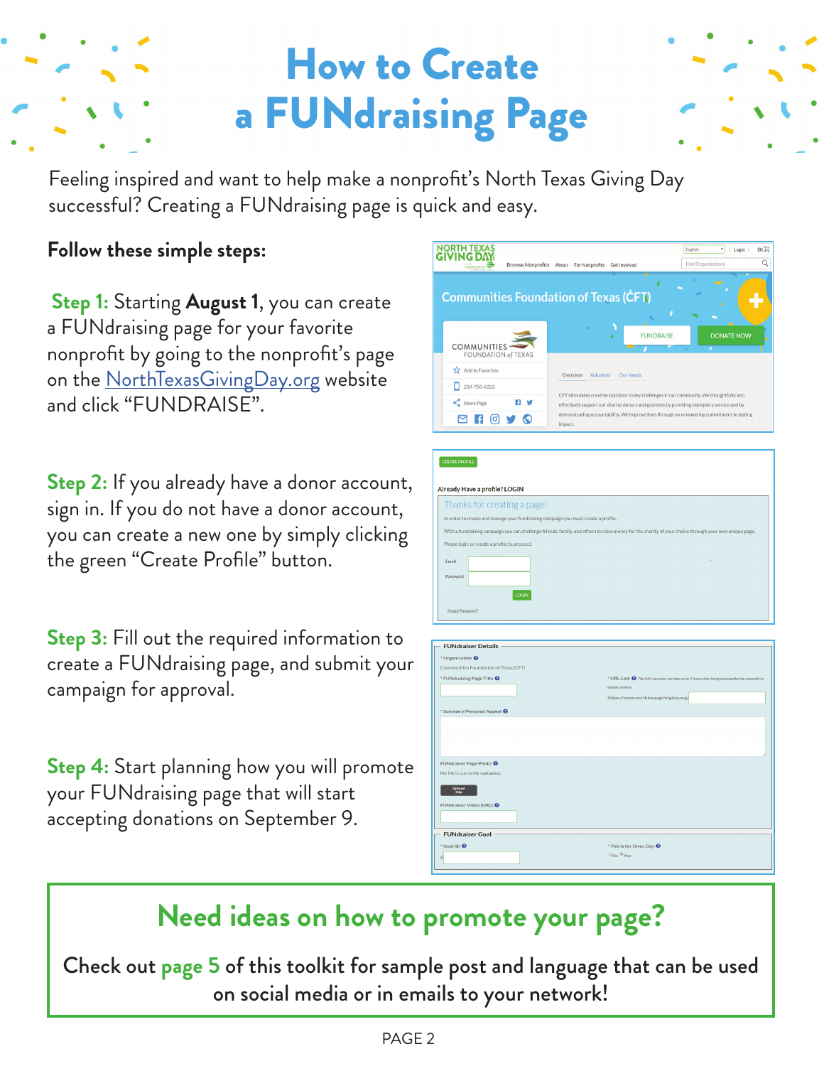# How to Create a FUNdraising Page

Feeling inspired and want to help make a nonprofit's North Texas Giving Day successful? Creating a FUNdraising page is quick and easy.

**Follow these simple steps:**

**Step 1:** Starting **August 1**, you can create a FUNdraising page for your favorite nonprofit by going to the nonprofit's page on the NorthTexasGivingDay.org website and click "FUNDRAISE".

**Step 2:** If you already have a donor account, sign in. If you do not have a donor account, you can create a new one by simply clicking the green "Create Profile" button.

**Step 3:** Fill out the required information to create a FUNdraising page, and submit your campaign for approval.

**Step 4:** Start planning how you will promote your FUNdraising page that will start accepting donations on September 9.

## Need ideas on how to promote your page?

Check out page 5 of this toolkit for sample post and language that can be used on social media or in emails to your network!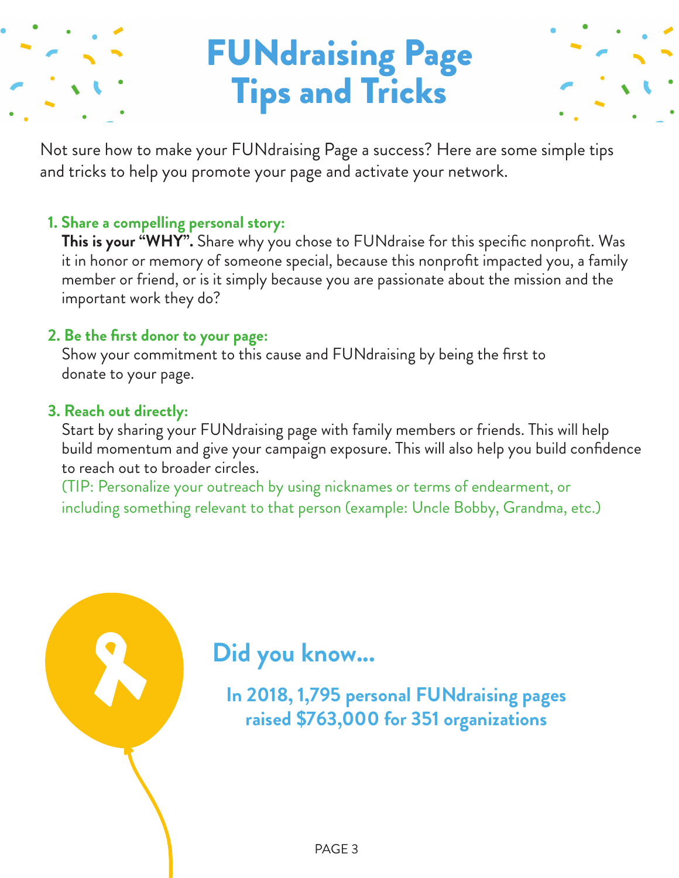# FUNdraising Page Tips and Tricks

Not sure how to make your FUNdraising Page a success? Here are some simple tips and tricks to help you promote your page and activate your network.

1. **Share a compelling personal story:**
   **This is your "WHY".** Share why you chose to FUNdraise for this specific nonprofit. Was it in honor or memory of someone special, because this nonprofit impacted you, a family member or friend, or is it simply because you are passionate about the mission and the important work they do?

2. **Be the first donor to your page:**
   Show your commitment to this cause and FUNdraising by being the first to donate to your page.

3. **Reach out directly:**
   Start by sharing your FUNdraising page with family members or friends. This will help build momentum and give your campaign exposure. This will also help you build confidence to reach out to broader circles.
   (TIP: Personalize your outreach by using nicknames or terms of endearment, or including something relevant to that person (example: Uncle Bobby, Grandma, etc.)

## Did you know...

**In 2018, 1,795 personal FUNdraising pages raised $763,000 for 351 organizations**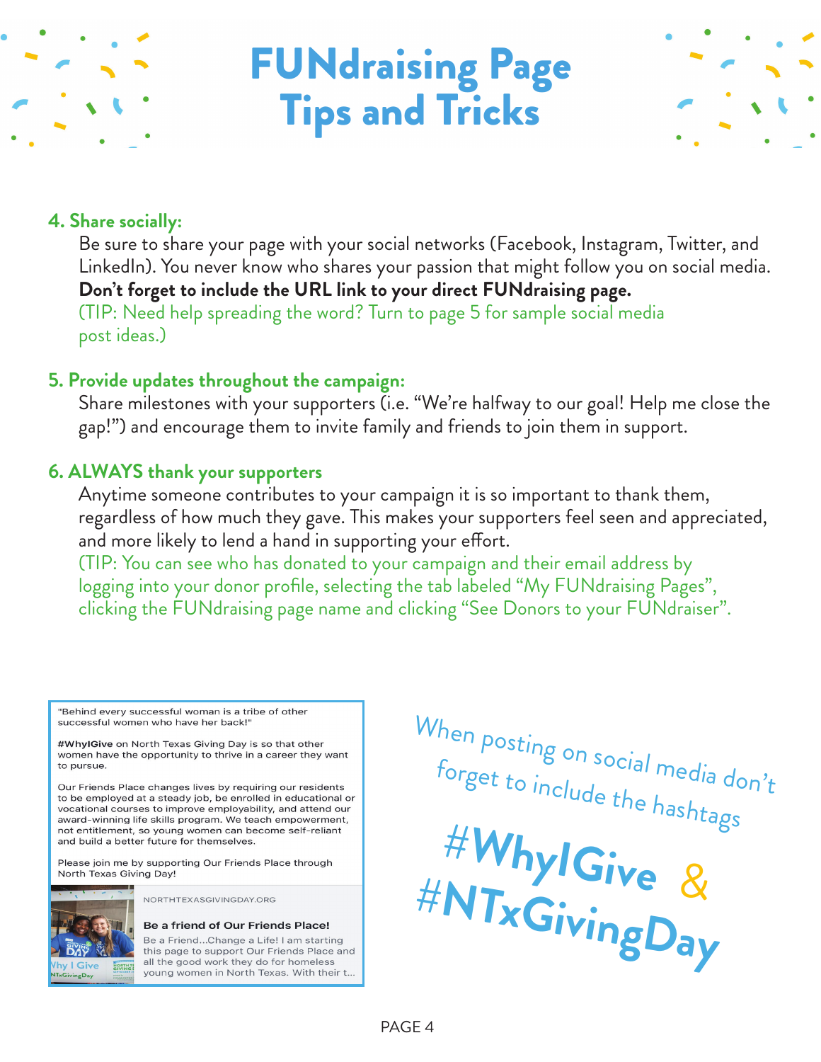# FUNdraising Page Tips and Tricks

**4. Share socially:**

Be sure to share your page with your social networks (Facebook, Instagram, Twitter, and LinkedIn). You never know who shares your passion that might follow you on social media. **Don't forget to include the URL link to your direct FUNdraising page.**
(TIP: Need help spreading the word? Turn to page 5 for sample social media post ideas.)

**5. Provide updates throughout the campaign:**

Share milestones with your supporters (i.e. "We're halfway to our goal! Help me close the gap!") and encourage them to invite family and friends to join them in support.

**6. ALWAYS thank your supporters**

Anytime someone contributes to your campaign it is so important to thank them, regardless of how much they gave. This makes your supporters feel seen and appreciated, and more likely to lend a hand in supporting your effort.
(TIP: You can see who has donated to your campaign and their email address by logging into your donor profile, selecting the tab labeled "My FUNdraising Pages", clicking the FUNdraising page name and clicking "See Donors to your FUNdraiser".

"Behind every successful woman is a tribe of other successful women who have her back!"

**#WhyIGive** on North Texas Giving Day is so that other women have the opportunity to thrive in a career they want to pursue.

Our Friends Place changes lives by requiring our residents to be employed at a steady job, be enrolled in educational or vocational courses to improve employability, and attend our award-winning life skills program. We teach empowerment, not entitlement, so young women can become self-reliant and build a better future for themselves.

Please join me by supporting Our Friends Place through North Texas Giving Day!

NORTHTEXASGIVINGDAY.ORG

**Be a friend of Our Friends Place!**

Be a Friend...Change a Life! I am starting this page to support Our Friends Place and all the good work they do for homeless young women in North Texas. With their t...

When posting on social media don't forget to include the hashtags

**#WhyIGive & #NTxGivingDay**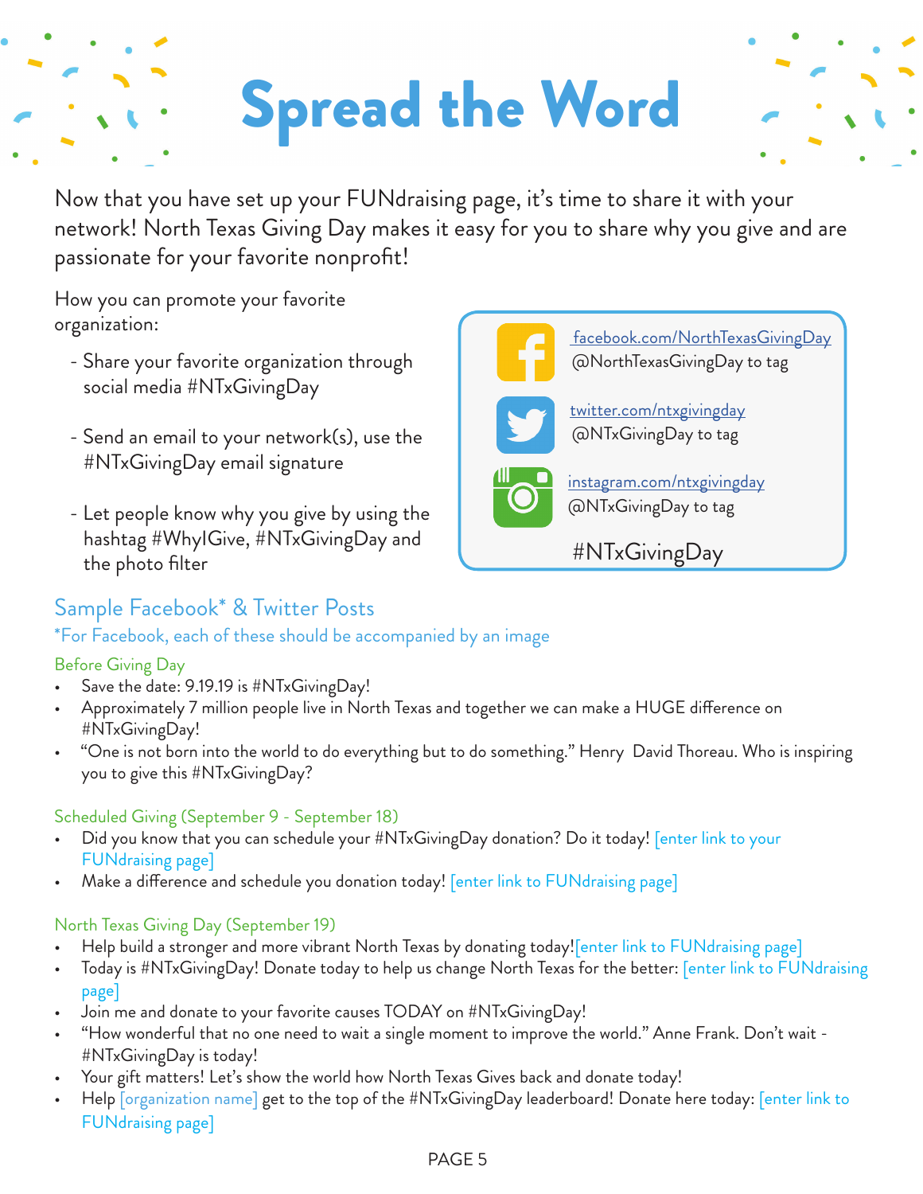# Spread the Word

Now that you have set up your FUNdraising page, it's time to share it with your network! North Texas Giving Day makes it easy for you to share why you give and are passionate for your favorite nonprofit!

How you can promote your favorite organization:

- Share your favorite organization through social media #NTxGivingDay
- Send an email to your network(s), use the #NTxGivingDay email signature
- Let people know why you give by using the hashtag #WhyIGive, #NTxGivingDay and the photo filter

facebook.com/NorthTexasGivingDay
@NorthTexasGivingDay to tag

twitter.com/ntxgivingday
@NTxGivingDay to tag

instagram.com/ntxgivingday
@NTxGivingDay to tag

#NTxGivingDay

## Sample Facebook* & Twitter Posts

*For Facebook, each of these should be accompanied by an image

### Before Giving Day

- Save the date: 9.19.19 is #NTxGivingDay!
- Approximately 7 million people live in North Texas and together we can make a HUGE difference on #NTxGivingDay!
- "One is not born into the world to do everything but to do something." Henry David Thoreau. Who is inspiring you to give this #NTxGivingDay?

### Scheduled Giving (September 9 - September 18)

- Did you know that you can schedule your #NTxGivingDay donation? Do it today! [enter link to your FUNdraising page]
- Make a difference and schedule you donation today! [enter link to FUNdraising page]

### North Texas Giving Day (September 19)

- Help build a stronger and more vibrant North Texas by donating today![enter link to FUNdraising page]
- Today is #NTxGivingDay! Donate today to help us change North Texas for the better: [enter link to FUNdraising page]
- Join me and donate to your favorite causes TODAY on #NTxGivingDay!
- "How wonderful that no one need to wait a single moment to improve the world." Anne Frank. Don't wait - #NTxGivingDay is today!
- Your gift matters! Let's show the world how North Texas Gives back and donate today!
- Help [organization name] get to the top of the #NTxGivingDay leaderboard! Donate here today: [enter link to FUNdraising page]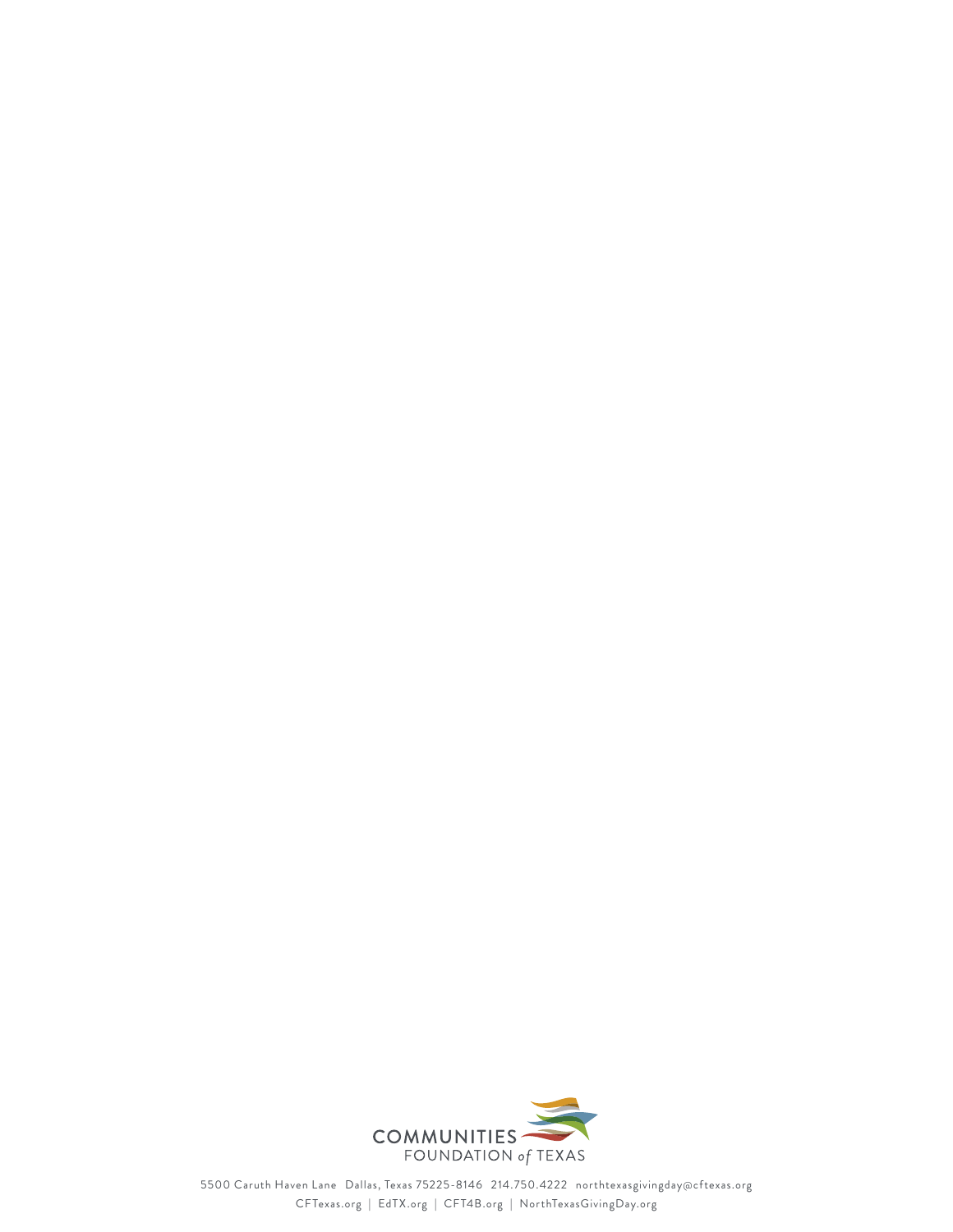COMMUNITIES FOUNDATION *of* TEXAS

5500 Caruth Haven Lane Dallas, Texas 75225-8146 214.750.4222 northtexasgivingday@cftexas.org

CFTexas.org | EdTX.org | CFT4B.org | NorthTexasGivingDay.org